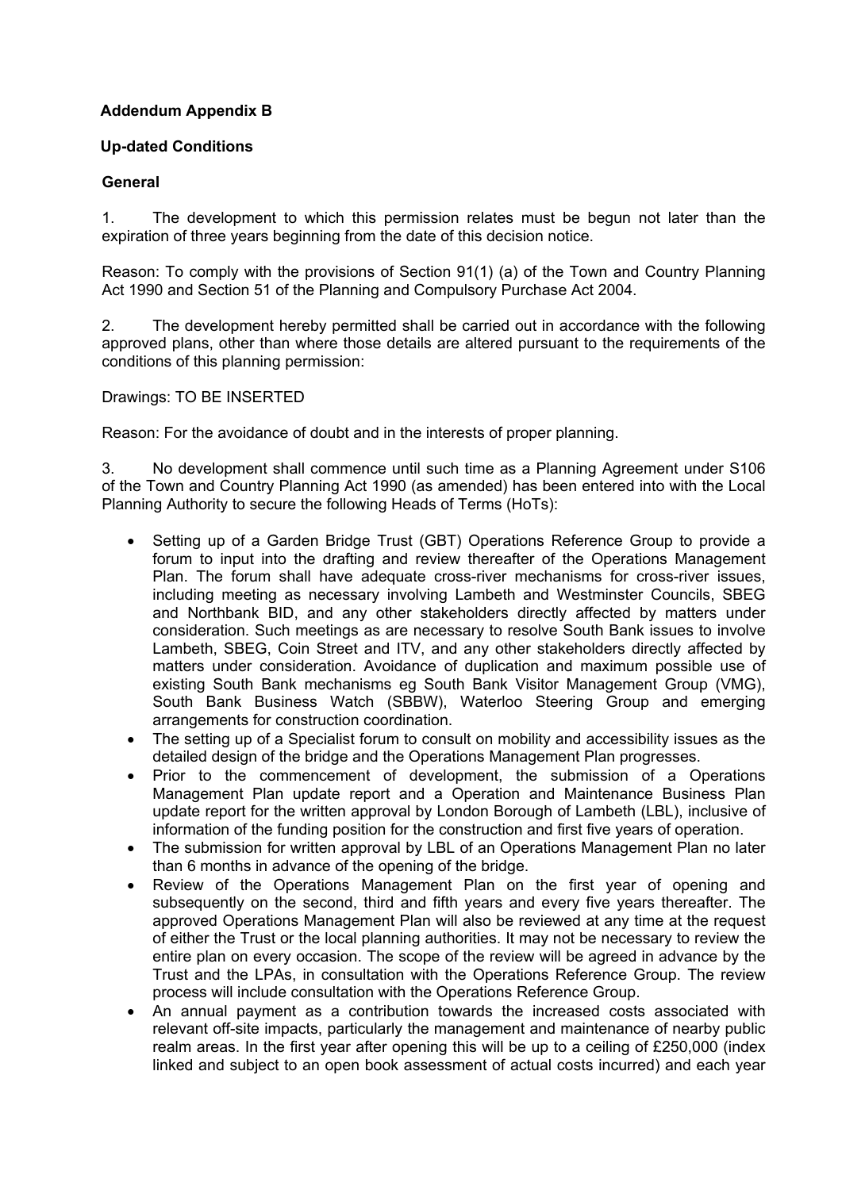**Addendum Appendix B**

**Up-dated Conditions**

**General**

1. The development to which this permission relates must be begun not later than the expiration of three years beginning from the date of this decision notice.

Reason: To comply with the provisions of Section 91(1) (a) of the Town and Country Planning Act 1990 and Section 51 of the Planning and Compulsory Purchase Act 2004.

2. The development hereby permitted shall be carried out in accordance with the following approved plans, other than where those details are altered pursuant to the requirements of the conditions of this planning permission:

Drawings: TO BE INSERTED

Reason: For the avoidance of doubt and in the interests of proper planning.

3. No development shall commence until such time as a Planning Agreement under S106 of the Town and Country Planning Act 1990 (as amended) has been entered into with the Local Planning Authority to secure the following Heads of Terms (HoTs):

- Setting up of a Garden Bridge Trust (GBT) Operations Reference Group to provide a forum to input into the drafting and review thereafter of the Operations Management Plan. The forum shall have adequate cross-river mechanisms for cross-river issues, including meeting as necessary involving Lambeth and Westminster Councils, SBEG and Northbank BID, and any other stakeholders directly affected by matters under consideration. Such meetings as are necessary to resolve South Bank issues to involve Lambeth, SBEG, Coin Street and ITV, and any other stakeholders directly affected by matters under consideration. Avoidance of duplication and maximum possible use of existing South Bank mechanisms eg South Bank Visitor Management Group (VMG), South Bank Business Watch (SBBW), Waterloo Steering Group and emerging arrangements for construction coordination.
- The setting up of a Specialist forum to consult on mobility and accessibility issues as the detailed design of the bridge and the Operations Management Plan progresses.
- Prior to the commencement of development, the submission of a Operations Management Plan update report and a Operation and Maintenance Business Plan update report for the written approval by London Borough of Lambeth (LBL), inclusive of information of the funding position for the construction and first five years of operation.
- The submission for written approval by LBL of an Operations Management Plan no later than 6 months in advance of the opening of the bridge.
- Review of the Operations Management Plan on the first year of opening and subsequently on the second, third and fifth years and every five years thereafter. The approved Operations Management Plan will also be reviewed at any time at the request of either the Trust or the local planning authorities. It may not be necessary to review the entire plan on every occasion. The scope of the review will be agreed in advance by the Trust and the LPAs, in consultation with the Operations Reference Group. The review process will include consultation with the Operations Reference Group.
- An annual payment as a contribution towards the increased costs associated with relevant off-site impacts, particularly the management and maintenance of nearby public realm areas. In the first year after opening this will be up to a ceiling of £250,000 (index linked and subject to an open book assessment of actual costs incurred) and each year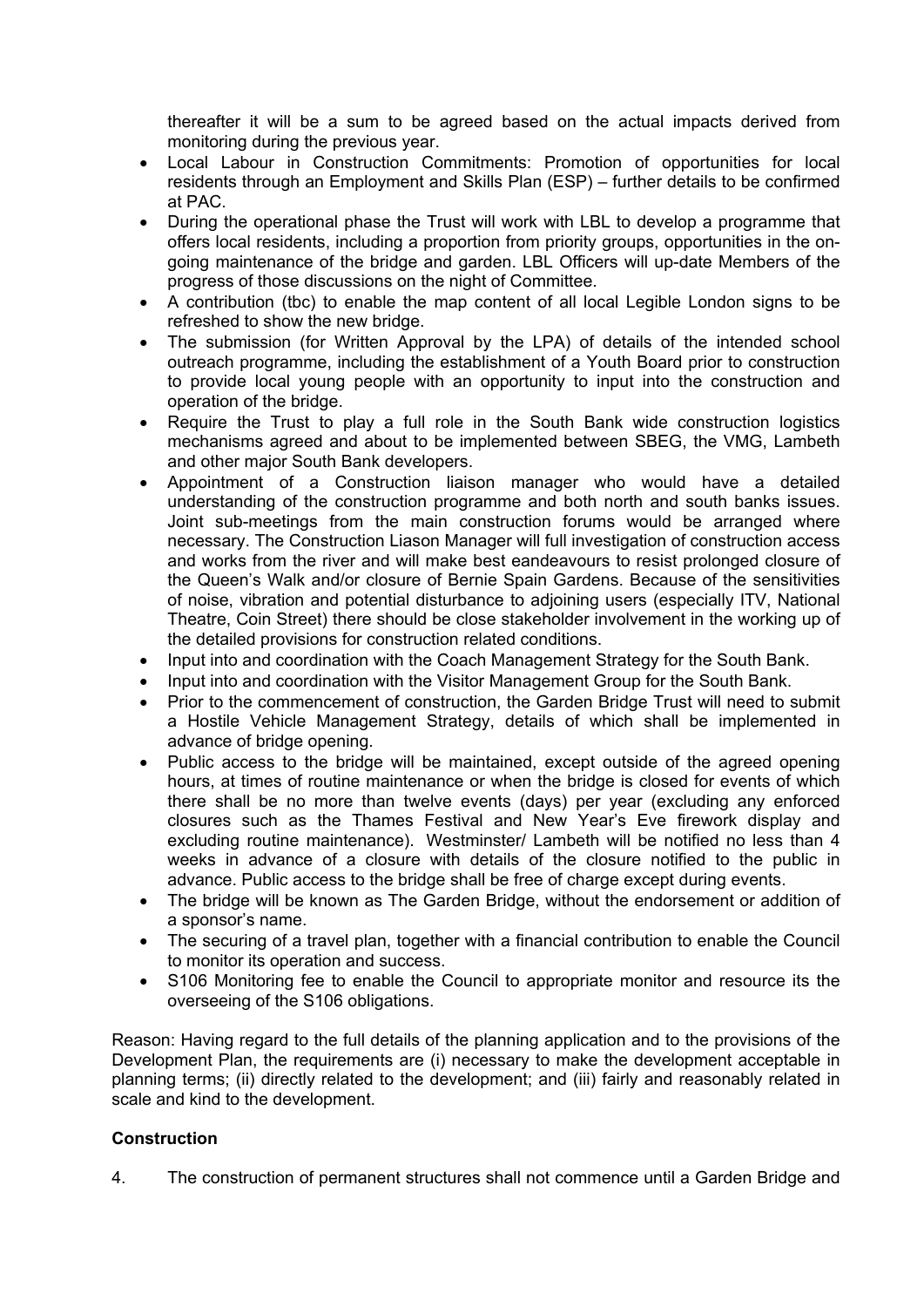thereafter it will be a sum to be agreed based on the actual impacts derived from monitoring during the previous year.

- Local Labour in Construction Commitments: Promotion of opportunities for local residents through an Employment and Skills Plan (ESP) – further details to be confirmed at PAC.
- During the operational phase the Trust will work with LBL to develop a programme that offers local residents, including a proportion from priority groups, opportunities in the on-going maintenance of the bridge and garden. LBL Officers will up-date Members of the progress of those discussions on the night of Committee.
- A contribution (tbc) to enable the map content of all local Legible London signs to be refreshed to show the new bridge.
- The submission (for Written Approval by the LPA) of details of the intended school outreach programme, including the establishment of a Youth Board prior to construction to provide local young people with an opportunity to input into the construction and operation of the bridge.
- Require the Trust to play a full role in the South Bank wide construction logistics mechanisms agreed and about to be implemented between SBEG, the VMG, Lambeth and other major South Bank developers.
- Appointment of a Construction liaison manager who would have a detailed understanding of the construction programme and both north and south banks issues. Joint sub-meetings from the main construction forums would be arranged where necessary. The Construction Liason Manager will full investigation of construction access and works from the river and will make best eandeavours to resist prolonged closure of the Queen's Walk and/or closure of Bernie Spain Gardens. Because of the sensitivities of noise, vibration and potential disturbance to adjoining users (especially ITV, National Theatre, Coin Street) there should be close stakeholder involvement in the working up of the detailed provisions for construction related conditions.
- Input into and coordination with the Coach Management Strategy for the South Bank.
- Input into and coordination with the Visitor Management Group for the South Bank.
- Prior to the commencement of construction, the Garden Bridge Trust will need to submit a Hostile Vehicle Management Strategy, details of which shall be implemented in advance of bridge opening.
- Public access to the bridge will be maintained, except outside of the agreed opening hours, at times of routine maintenance or when the bridge is closed for events of which there shall be no more than twelve events (days) per year (excluding any enforced closures such as the Thames Festival and New Year's Eve firework display and excluding routine maintenance). Westminster/ Lambeth will be notified no less than 4 weeks in advance of a closure with details of the closure notified to the public in advance. Public access to the bridge shall be free of charge except during events.
- The bridge will be known as The Garden Bridge, without the endorsement or addition of a sponsor's name.
- The securing of a travel plan, together with a financial contribution to enable the Council to monitor its operation and success.
- S106 Monitoring fee to enable the Council to appropriate monitor and resource its the overseeing of the S106 obligations.

Reason: Having regard to the full details of the planning application and to the provisions of the Development Plan, the requirements are (i) necessary to make the development acceptable in planning terms; (ii) directly related to the development; and (iii) fairly and reasonably related in scale and kind to the development.

**Construction**

4. The construction of permanent structures shall not commence until a Garden Bridge and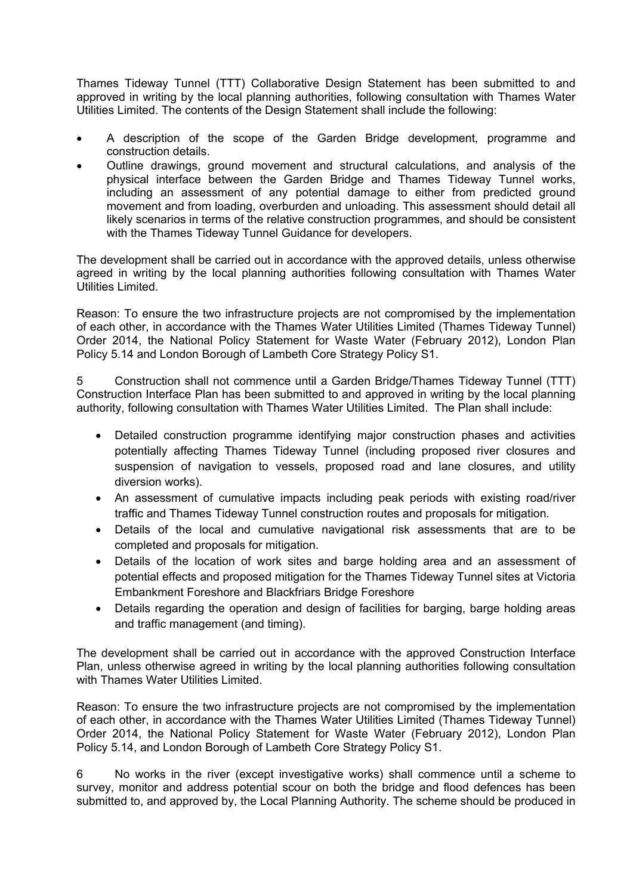Thames Tideway Tunnel (TTT) Collaborative Design Statement has been submitted to and approved in writing by the local planning authorities, following consultation with Thames Water Utilities Limited. The contents of the Design Statement shall include the following:

- A description of the scope of the Garden Bridge development, programme and construction details.
- Outline drawings, ground movement and structural calculations, and analysis of the physical interface between the Garden Bridge and Thames Tideway Tunnel works, including an assessment of any potential damage to either from predicted ground movement and from loading, overburden and unloading. This assessment should detail all likely scenarios in terms of the relative construction programmes, and should be consistent with the Thames Tideway Tunnel Guidance for developers.

The development shall be carried out in accordance with the approved details, unless otherwise agreed in writing by the local planning authorities following consultation with Thames Water Utilities Limited.

Reason: To ensure the two infrastructure projects are not compromised by the implementation of each other, in accordance with the Thames Water Utilities Limited (Thames Tideway Tunnel) Order 2014, the National Policy Statement for Waste Water (February 2012), London Plan Policy 5.14 and London Borough of Lambeth Core Strategy Policy S1.

5 Construction shall not commence until a Garden Bridge/Thames Tideway Tunnel (TTT) Construction Interface Plan has been submitted to and approved in writing by the local planning authority, following consultation with Thames Water Utilities Limited. The Plan shall include:

- Detailed construction programme identifying major construction phases and activities potentially affecting Thames Tideway Tunnel (including proposed river closures and suspension of navigation to vessels, proposed road and lane closures, and utility diversion works).
- An assessment of cumulative impacts including peak periods with existing road/river traffic and Thames Tideway Tunnel construction routes and proposals for mitigation.
- Details of the local and cumulative navigational risk assessments that are to be completed and proposals for mitigation.
- Details of the location of work sites and barge holding area and an assessment of potential effects and proposed mitigation for the Thames Tideway Tunnel sites at Victoria Embankment Foreshore and Blackfriars Bridge Foreshore
- Details regarding the operation and design of facilities for barging, barge holding areas and traffic management (and timing).

The development shall be carried out in accordance with the approved Construction Interface Plan, unless otherwise agreed in writing by the local planning authorities following consultation with Thames Water Utilities Limited.

Reason: To ensure the two infrastructure projects are not compromised by the implementation of each other, in accordance with the Thames Water Utilities Limited (Thames Tideway Tunnel) Order 2014, the National Policy Statement for Waste Water (February 2012), London Plan Policy 5.14, and London Borough of Lambeth Core Strategy Policy S1.

6 No works in the river (except investigative works) shall commence until a scheme to survey, monitor and address potential scour on both the bridge and flood defences has been submitted to, and approved by, the Local Planning Authority. The scheme should be produced in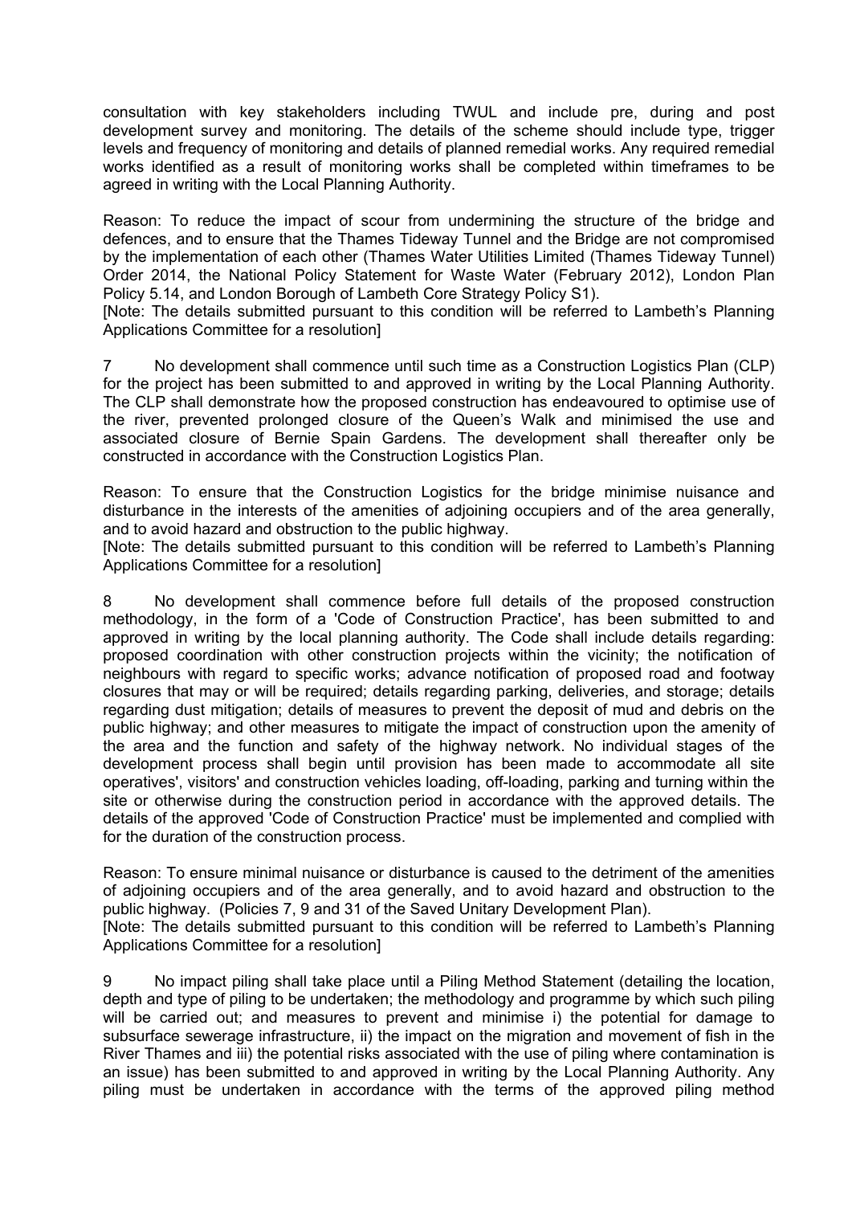consultation with key stakeholders including TWUL and include pre, during and post development survey and monitoring. The details of the scheme should include type, trigger levels and frequency of monitoring and details of planned remedial works. Any required remedial works identified as a result of monitoring works shall be completed within timeframes to be agreed in writing with the Local Planning Authority.

Reason: To reduce the impact of scour from undermining the structure of the bridge and defences, and to ensure that the Thames Tideway Tunnel and the Bridge are not compromised by the implementation of each other (Thames Water Utilities Limited (Thames Tideway Tunnel) Order 2014, the National Policy Statement for Waste Water (February 2012), London Plan Policy 5.14, and London Borough of Lambeth Core Strategy Policy S1).
[Note: The details submitted pursuant to this condition will be referred to Lambeth's Planning Applications Committee for a resolution]

7 No development shall commence until such time as a Construction Logistics Plan (CLP) for the project has been submitted to and approved in writing by the Local Planning Authority. The CLP shall demonstrate how the proposed construction has endeavoured to optimise use of the river, prevented prolonged closure of the Queen's Walk and minimised the use and associated closure of Bernie Spain Gardens. The development shall thereafter only be constructed in accordance with the Construction Logistics Plan.

Reason: To ensure that the Construction Logistics for the bridge minimise nuisance and disturbance in the interests of the amenities of adjoining occupiers and of the area generally, and to avoid hazard and obstruction to the public highway.
[Note: The details submitted pursuant to this condition will be referred to Lambeth's Planning Applications Committee for a resolution]

8 No development shall commence before full details of the proposed construction methodology, in the form of a 'Code of Construction Practice', has been submitted to and approved in writing by the local planning authority. The Code shall include details regarding: proposed coordination with other construction projects within the vicinity; the notification of neighbours with regard to specific works; advance notification of proposed road and footway closures that may or will be required; details regarding parking, deliveries, and storage; details regarding dust mitigation; details of measures to prevent the deposit of mud and debris on the public highway; and other measures to mitigate the impact of construction upon the amenity of the area and the function and safety of the highway network. No individual stages of the development process shall begin until provision has been made to accommodate all site operatives', visitors' and construction vehicles loading, off-loading, parking and turning within the site or otherwise during the construction period in accordance with the approved details. The details of the approved 'Code of Construction Practice' must be implemented and complied with for the duration of the construction process.

Reason: To ensure minimal nuisance or disturbance is caused to the detriment of the amenities of adjoining occupiers and of the area generally, and to avoid hazard and obstruction to the public highway. (Policies 7, 9 and 31 of the Saved Unitary Development Plan).
[Note: The details submitted pursuant to this condition will be referred to Lambeth's Planning Applications Committee for a resolution]

9 No impact piling shall take place until a Piling Method Statement (detailing the location, depth and type of piling to be undertaken; the methodology and programme by which such piling will be carried out; and measures to prevent and minimise i) the potential for damage to subsurface sewerage infrastructure, ii) the impact on the migration and movement of fish in the River Thames and iii) the potential risks associated with the use of piling where contamination is an issue) has been submitted to and approved in writing by the Local Planning Authority. Any piling must be undertaken in accordance with the terms of the approved piling method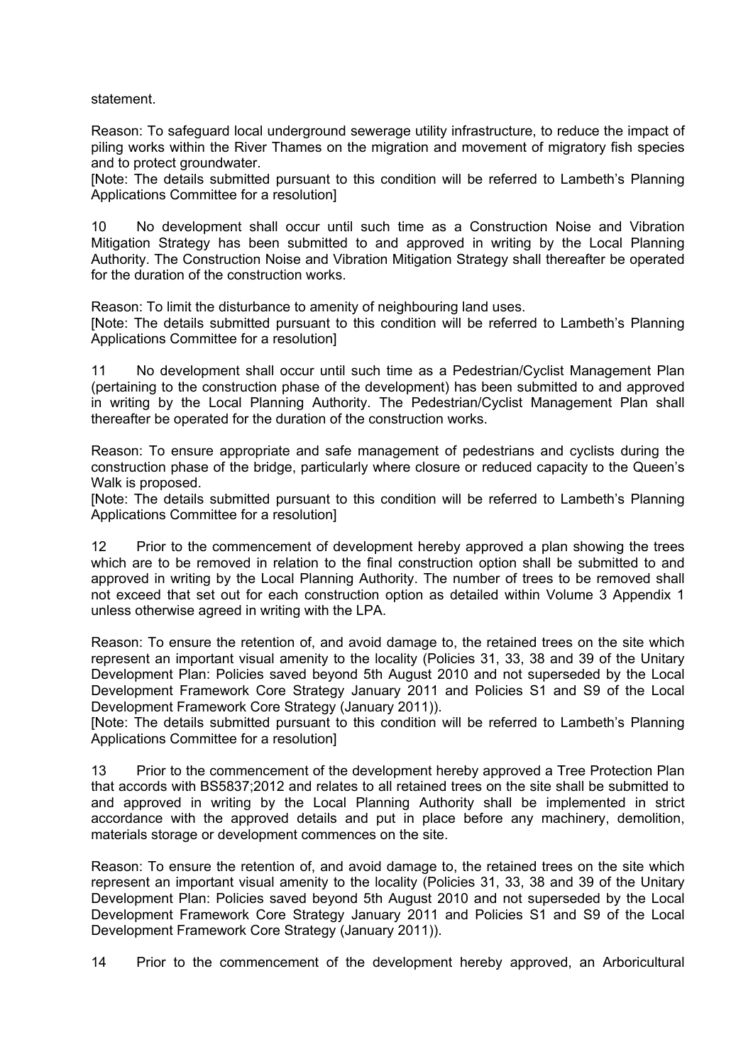statement.

Reason: To safeguard local underground sewerage utility infrastructure, to reduce the impact of piling works within the River Thames on the migration and movement of migratory fish species and to protect groundwater.
[Note: The details submitted pursuant to this condition will be referred to Lambeth's Planning Applications Committee for a resolution]

10 No development shall occur until such time as a Construction Noise and Vibration Mitigation Strategy has been submitted to and approved in writing by the Local Planning Authority. The Construction Noise and Vibration Mitigation Strategy shall thereafter be operated for the duration of the construction works.

Reason: To limit the disturbance to amenity of neighbouring land uses.
[Note: The details submitted pursuant to this condition will be referred to Lambeth's Planning Applications Committee for a resolution]

11 No development shall occur until such time as a Pedestrian/Cyclist Management Plan (pertaining to the construction phase of the development) has been submitted to and approved in writing by the Local Planning Authority. The Pedestrian/Cyclist Management Plan shall thereafter be operated for the duration of the construction works.

Reason: To ensure appropriate and safe management of pedestrians and cyclists during the construction phase of the bridge, particularly where closure or reduced capacity to the Queen's Walk is proposed.
[Note: The details submitted pursuant to this condition will be referred to Lambeth's Planning Applications Committee for a resolution]

12 Prior to the commencement of development hereby approved a plan showing the trees which are to be removed in relation to the final construction option shall be submitted to and approved in writing by the Local Planning Authority. The number of trees to be removed shall not exceed that set out for each construction option as detailed within Volume 3 Appendix 1 unless otherwise agreed in writing with the LPA.

Reason: To ensure the retention of, and avoid damage to, the retained trees on the site which represent an important visual amenity to the locality (Policies 31, 33, 38 and 39 of the Unitary Development Plan: Policies saved beyond 5th August 2010 and not superseded by the Local Development Framework Core Strategy January 2011 and Policies S1 and S9 of the Local Development Framework Core Strategy (January 2011)).
[Note: The details submitted pursuant to this condition will be referred to Lambeth's Planning Applications Committee for a resolution]

13 Prior to the commencement of the development hereby approved a Tree Protection Plan that accords with BS5837;2012 and relates to all retained trees on the site shall be submitted to and approved in writing by the Local Planning Authority shall be implemented in strict accordance with the approved details and put in place before any machinery, demolition, materials storage or development commences on the site.

Reason: To ensure the retention of, and avoid damage to, the retained trees on the site which represent an important visual amenity to the locality (Policies 31, 33, 38 and 39 of the Unitary Development Plan: Policies saved beyond 5th August 2010 and not superseded by the Local Development Framework Core Strategy January 2011 and Policies S1 and S9 of the Local Development Framework Core Strategy (January 2011)).

14 Prior to the commencement of the development hereby approved, an Arboricultural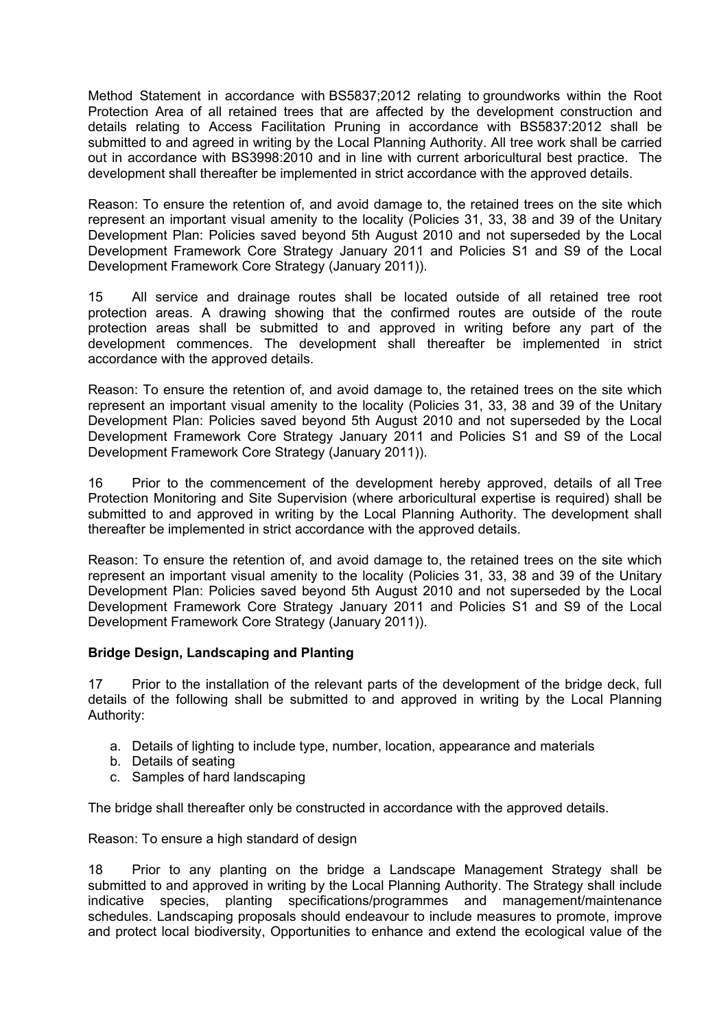Method Statement in accordance with BS5837;2012 relating to groundworks within the Root Protection Area of all retained trees that are affected by the development construction and details relating to Access Facilitation Pruning in accordance with BS5837:2012 shall be submitted to and agreed in writing by the Local Planning Authority. All tree work shall be carried out in accordance with BS3998:2010 and in line with current arboricultural best practice. The development shall thereafter be implemented in strict accordance with the approved details.

Reason: To ensure the retention of, and avoid damage to, the retained trees on the site which represent an important visual amenity to the locality (Policies 31, 33, 38 and 39 of the Unitary Development Plan: Policies saved beyond 5th August 2010 and not superseded by the Local Development Framework Core Strategy January 2011 and Policies S1 and S9 of the Local Development Framework Core Strategy (January 2011)).

15 All service and drainage routes shall be located outside of all retained tree root protection areas. A drawing showing that the confirmed routes are outside of the route protection areas shall be submitted to and approved in writing before any part of the development commences. The development shall thereafter be implemented in strict accordance with the approved details.

Reason: To ensure the retention of, and avoid damage to, the retained trees on the site which represent an important visual amenity to the locality (Policies 31, 33, 38 and 39 of the Unitary Development Plan: Policies saved beyond 5th August 2010 and not superseded by the Local Development Framework Core Strategy January 2011 and Policies S1 and S9 of the Local Development Framework Core Strategy (January 2011)).

16 Prior to the commencement of the development hereby approved, details of all Tree Protection Monitoring and Site Supervision (where arboricultural expertise is required) shall be submitted to and approved in writing by the Local Planning Authority. The development shall thereafter be implemented in strict accordance with the approved details.

Reason: To ensure the retention of, and avoid damage to, the retained trees on the site which represent an important visual amenity to the locality (Policies 31, 33, 38 and 39 of the Unitary Development Plan: Policies saved beyond 5th August 2010 and not superseded by the Local Development Framework Core Strategy January 2011 and Policies S1 and S9 of the Local Development Framework Core Strategy (January 2011)).

**Bridge Design, Landscaping and Planting**

17 Prior to the installation of the relevant parts of the development of the bridge deck, full details of the following shall be submitted to and approved in writing by the Local Planning Authority:

a. Details of lighting to include type, number, location, appearance and materials
b. Details of seating
c. Samples of hard landscaping

The bridge shall thereafter only be constructed in accordance with the approved details.

Reason: To ensure a high standard of design

18 Prior to any planting on the bridge a Landscape Management Strategy shall be submitted to and approved in writing by the Local Planning Authority. The Strategy shall include indicative species, planting specifications/programmes and management/maintenance schedules. Landscaping proposals should endeavour to include measures to promote, improve and protect local biodiversity, Opportunities to enhance and extend the ecological value of the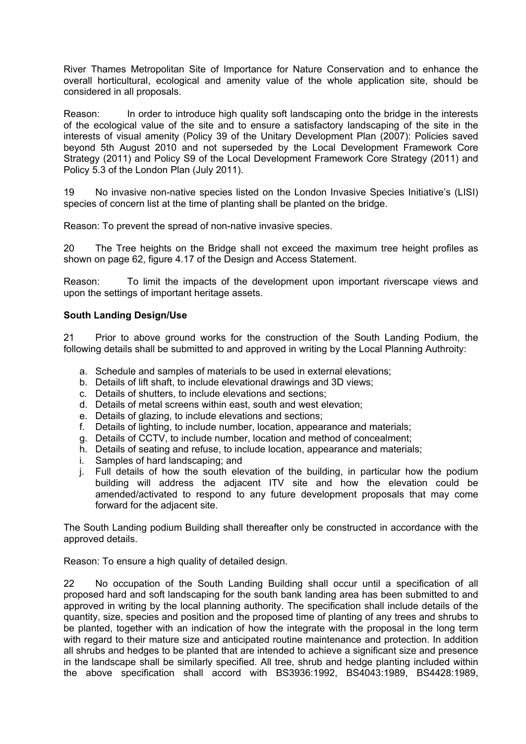River Thames Metropolitan Site of Importance for Nature Conservation and to enhance the overall horticultural, ecological and amenity value of the whole application site, should be considered in all proposals.

Reason: In order to introduce high quality soft landscaping onto the bridge in the interests of the ecological value of the site and to ensure a satisfactory landscaping of the site in the interests of visual amenity (Policy 39 of the Unitary Development Plan (2007): Policies saved beyond 5th August 2010 and not superseded by the Local Development Framework Core Strategy (2011) and Policy S9 of the Local Development Framework Core Strategy (2011) and Policy 5.3 of the London Plan (July 2011).

19 No invasive non-native species listed on the London Invasive Species Initiative's (LISI) species of concern list at the time of planting shall be planted on the bridge.

Reason: To prevent the spread of non-native invasive species.

20 The Tree heights on the Bridge shall not exceed the maximum tree height profiles as shown on page 62, figure 4.17 of the Design and Access Statement.

Reason: To limit the impacts of the development upon important riverscape views and upon the settings of important heritage assets.

**South Landing Design/Use**

21 Prior to above ground works for the construction of the South Landing Podium, the following details shall be submitted to and approved in writing by the Local Planning Authroity:

a. Schedule and samples of materials to be used in external elevations;
b. Details of lift shaft, to include elevational drawings and 3D views;
c. Details of shutters, to include elevations and sections;
d. Details of metal screens within east, south and west elevation;
e. Details of glazing, to include elevations and sections;
f. Details of lighting, to include number, location, appearance and materials;
g. Details of CCTV, to include number, location and method of concealment;
h. Details of seating and refuse, to include location, appearance and materials;
i. Samples of hard landscaping; and
j. Full details of how the south elevation of the building, in particular how the podium building will address the adjacent ITV site and how the elevation could be amended/activated to respond to any future development proposals that may come forward for the adjacent site.

The South Landing podium Building shall thereafter only be constructed in accordance with the approved details.

Reason: To ensure a high quality of detailed design.

22 No occupation of the South Landing Building shall occur until a specification of all proposed hard and soft landscaping for the south bank landing area has been submitted to and approved in writing by the local planning authority. The specification shall include details of the quantity, size, species and position and the proposed time of planting of any trees and shrubs to be planted, together with an indication of how the integrate with the proposal in the long term with regard to their mature size and anticipated routine maintenance and protection. In addition all shrubs and hedges to be planted that are intended to achieve a significant size and presence in the landscape shall be similarly specified. All tree, shrub and hedge planting included within the above specification shall accord with BS3936:1992, BS4043:1989, BS4428:1989,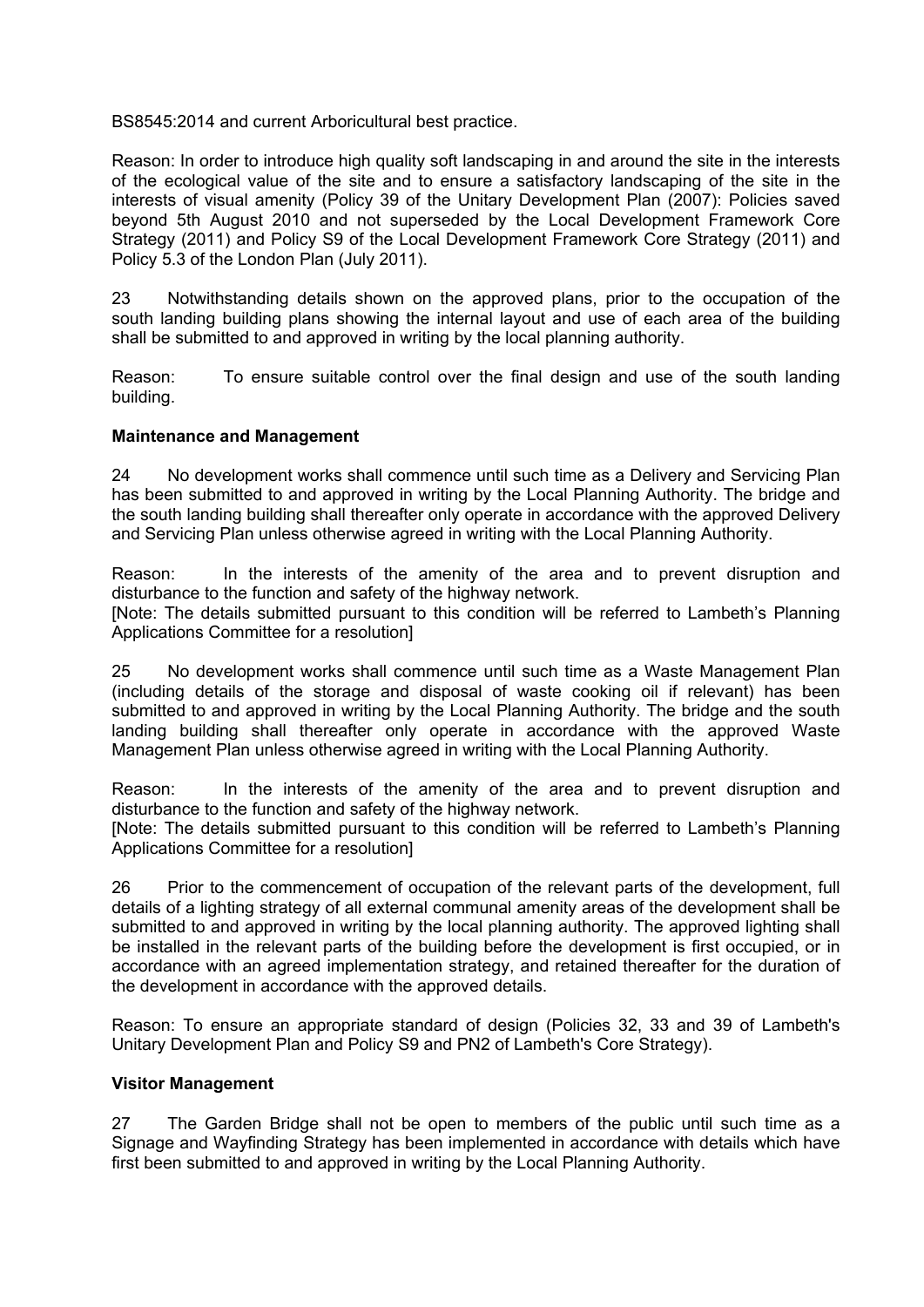BS8545:2014 and current Arboricultural best practice.

Reason: In order to introduce high quality soft landscaping in and around the site in the interests of the ecological value of the site and to ensure a satisfactory landscaping of the site in the interests of visual amenity (Policy 39 of the Unitary Development Plan (2007): Policies saved beyond 5th August 2010 and not superseded by the Local Development Framework Core Strategy (2011) and Policy S9 of the Local Development Framework Core Strategy (2011) and Policy 5.3 of the London Plan (July 2011).

23 Notwithstanding details shown on the approved plans, prior to the occupation of the south landing building plans showing the internal layout and use of each area of the building shall be submitted to and approved in writing by the local planning authority.

Reason: To ensure suitable control over the final design and use of the south landing building.

**Maintenance and Management**

24 No development works shall commence until such time as a Delivery and Servicing Plan has been submitted to and approved in writing by the Local Planning Authority. The bridge and the south landing building shall thereafter only operate in accordance with the approved Delivery and Servicing Plan unless otherwise agreed in writing with the Local Planning Authority.

Reason: In the interests of the amenity of the area and to prevent disruption and disturbance to the function and safety of the highway network.
[Note: The details submitted pursuant to this condition will be referred to Lambeth's Planning Applications Committee for a resolution]

25 No development works shall commence until such time as a Waste Management Plan (including details of the storage and disposal of waste cooking oil if relevant) has been submitted to and approved in writing by the Local Planning Authority. The bridge and the south landing building shall thereafter only operate in accordance with the approved Waste Management Plan unless otherwise agreed in writing with the Local Planning Authority.

Reason: In the interests of the amenity of the area and to prevent disruption and disturbance to the function and safety of the highway network.
[Note: The details submitted pursuant to this condition will be referred to Lambeth's Planning Applications Committee for a resolution]

26 Prior to the commencement of occupation of the relevant parts of the development, full details of a lighting strategy of all external communal amenity areas of the development shall be submitted to and approved in writing by the local planning authority. The approved lighting shall be installed in the relevant parts of the building before the development is first occupied, or in accordance with an agreed implementation strategy, and retained thereafter for the duration of the development in accordance with the approved details.

Reason: To ensure an appropriate standard of design (Policies 32, 33 and 39 of Lambeth's Unitary Development Plan and Policy S9 and PN2 of Lambeth's Core Strategy).

**Visitor Management**

27 The Garden Bridge shall not be open to members of the public until such time as a Signage and Wayfinding Strategy has been implemented in accordance with details which have first been submitted to and approved in writing by the Local Planning Authority.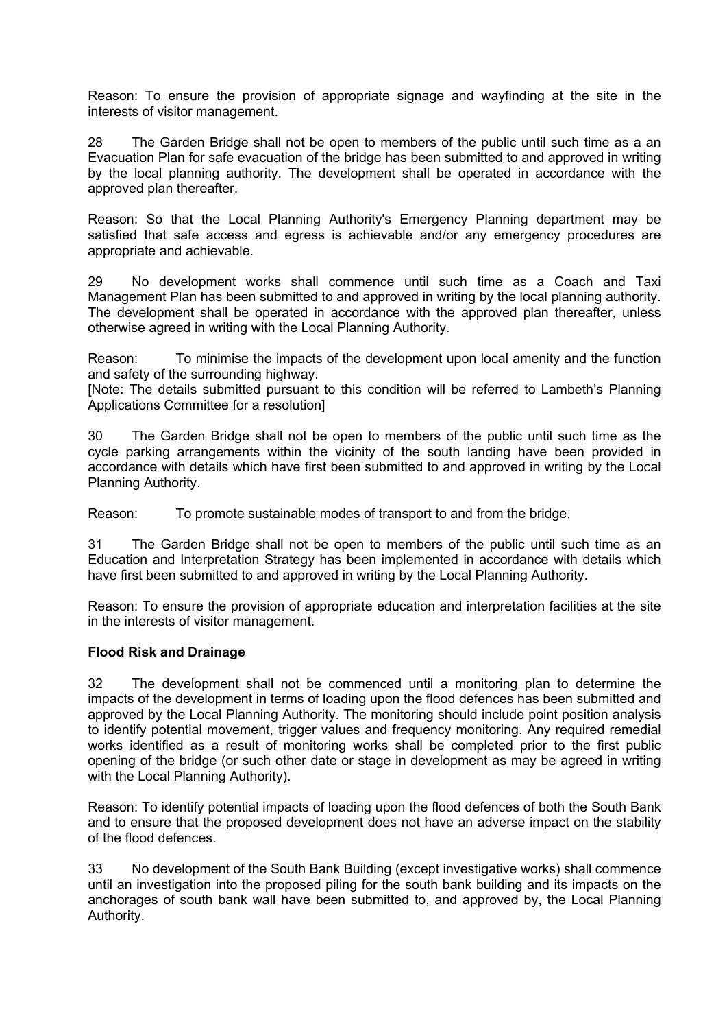Reason: To ensure the provision of appropriate signage and wayfinding at the site in the interests of visitor management.

28 The Garden Bridge shall not be open to members of the public until such time as a an Evacuation Plan for safe evacuation of the bridge has been submitted to and approved in writing by the local planning authority. The development shall be operated in accordance with the approved plan thereafter.

Reason: So that the Local Planning Authority's Emergency Planning department may be satisfied that safe access and egress is achievable and/or any emergency procedures are appropriate and achievable.

29 No development works shall commence until such time as a Coach and Taxi Management Plan has been submitted to and approved in writing by the local planning authority. The development shall be operated in accordance with the approved plan thereafter, unless otherwise agreed in writing with the Local Planning Authority.

Reason: To minimise the impacts of the development upon local amenity and the function and safety of the surrounding highway.
[Note: The details submitted pursuant to this condition will be referred to Lambeth's Planning Applications Committee for a resolution]

30 The Garden Bridge shall not be open to members of the public until such time as the cycle parking arrangements within the vicinity of the south landing have been provided in accordance with details which have first been submitted to and approved in writing by the Local Planning Authority.

Reason: To promote sustainable modes of transport to and from the bridge.

31 The Garden Bridge shall not be open to members of the public until such time as an Education and Interpretation Strategy has been implemented in accordance with details which have first been submitted to and approved in writing by the Local Planning Authority.

Reason: To ensure the provision of appropriate education and interpretation facilities at the site in the interests of visitor management.

**Flood Risk and Drainage**

32 The development shall not be commenced until a monitoring plan to determine the impacts of the development in terms of loading upon the flood defences has been submitted and approved by the Local Planning Authority. The monitoring should include point position analysis to identify potential movement, trigger values and frequency monitoring. Any required remedial works identified as a result of monitoring works shall be completed prior to the first public opening of the bridge (or such other date or stage in development as may be agreed in writing with the Local Planning Authority).

Reason: To identify potential impacts of loading upon the flood defences of both the South Bank and to ensure that the proposed development does not have an adverse impact on the stability of the flood defences.

33 No development of the South Bank Building (except investigative works) shall commence until an investigation into the proposed piling for the south bank building and its impacts on the anchorages of south bank wall have been submitted to, and approved by, the Local Planning Authority.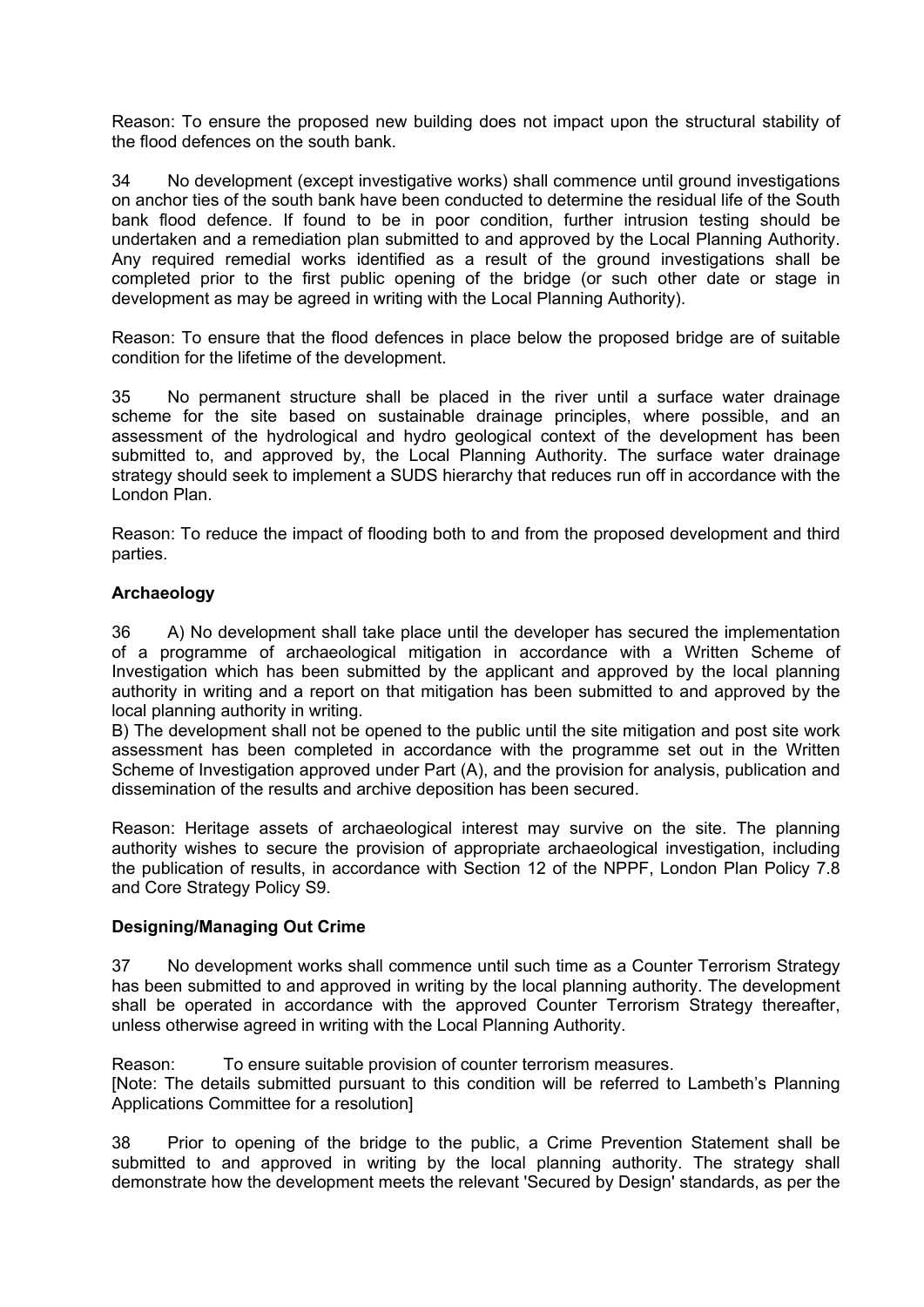Reason: To ensure the proposed new building does not impact upon the structural stability of the flood defences on the south bank.

34 No development (except investigative works) shall commence until ground investigations on anchor ties of the south bank have been conducted to determine the residual life of the South bank flood defence. If found to be in poor condition, further intrusion testing should be undertaken and a remediation plan submitted to and approved by the Local Planning Authority. Any required remedial works identified as a result of the ground investigations shall be completed prior to the first public opening of the bridge (or such other date or stage in development as may be agreed in writing with the Local Planning Authority).

Reason: To ensure that the flood defences in place below the proposed bridge are of suitable condition for the lifetime of the development.

35 No permanent structure shall be placed in the river until a surface water drainage scheme for the site based on sustainable drainage principles, where possible, and an assessment of the hydrological and hydro geological context of the development has been submitted to, and approved by, the Local Planning Authority. The surface water drainage strategy should seek to implement a SUDS hierarchy that reduces run off in accordance with the London Plan.

Reason: To reduce the impact of flooding both to and from the proposed development and third parties.

**Archaeology**

36 A) No development shall take place until the developer has secured the implementation of a programme of archaeological mitigation in accordance with a Written Scheme of Investigation which has been submitted by the applicant and approved by the local planning authority in writing and a report on that mitigation has been submitted to and approved by the local planning authority in writing.
B) The development shall not be opened to the public until the site mitigation and post site work assessment has been completed in accordance with the programme set out in the Written Scheme of Investigation approved under Part (A), and the provision for analysis, publication and dissemination of the results and archive deposition has been secured.

Reason: Heritage assets of archaeological interest may survive on the site. The planning authority wishes to secure the provision of appropriate archaeological investigation, including the publication of results, in accordance with Section 12 of the NPPF, London Plan Policy 7.8 and Core Strategy Policy S9.

**Designing/Managing Out Crime**

37 No development works shall commence until such time as a Counter Terrorism Strategy has been submitted to and approved in writing by the local planning authority. The development shall be operated in accordance with the approved Counter Terrorism Strategy thereafter, unless otherwise agreed in writing with the Local Planning Authority.

Reason: To ensure suitable provision of counter terrorism measures.
[Note: The details submitted pursuant to this condition will be referred to Lambeth's Planning Applications Committee for a resolution]

38 Prior to opening of the bridge to the public, a Crime Prevention Statement shall be submitted to and approved in writing by the local planning authority. The strategy shall demonstrate how the development meets the relevant 'Secured by Design' standards, as per the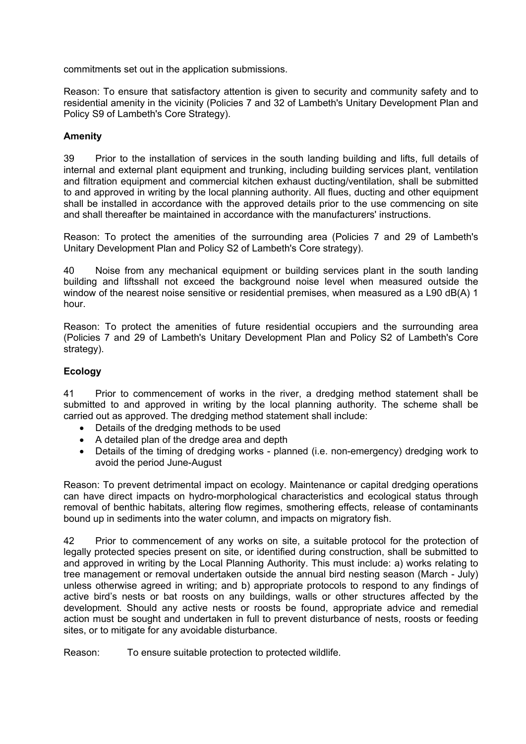commitments set out in the application submissions.

Reason: To ensure that satisfactory attention is given to security and community safety and to residential amenity in the vicinity (Policies 7 and 32 of Lambeth's Unitary Development Plan and Policy S9 of Lambeth's Core Strategy).

**Amenity**

39 Prior to the installation of services in the south landing building and lifts, full details of internal and external plant equipment and trunking, including building services plant, ventilation and filtration equipment and commercial kitchen exhaust ducting/ventilation, shall be submitted to and approved in writing by the local planning authority. All flues, ducting and other equipment shall be installed in accordance with the approved details prior to the use commencing on site and shall thereafter be maintained in accordance with the manufacturers' instructions.

Reason: To protect the amenities of the surrounding area (Policies 7 and 29 of Lambeth's Unitary Development Plan and Policy S2 of Lambeth's Core strategy).

40 Noise from any mechanical equipment or building services plant in the south landing building and liftsshall not exceed the background noise level when measured outside the window of the nearest noise sensitive or residential premises, when measured as a L90 dB(A) 1 hour.

Reason: To protect the amenities of future residential occupiers and the surrounding area (Policies 7 and 29 of Lambeth's Unitary Development Plan and Policy S2 of Lambeth's Core strategy).

**Ecology**

41 Prior to commencement of works in the river, a dredging method statement shall be submitted to and approved in writing by the local planning authority. The scheme shall be carried out as approved. The dredging method statement shall include:

- Details of the dredging methods to be used
- A detailed plan of the dredge area and depth
- Details of the timing of dredging works - planned (i.e. non-emergency) dredging work to avoid the period June-August

Reason: To prevent detrimental impact on ecology. Maintenance or capital dredging operations can have direct impacts on hydro-morphological characteristics and ecological status through removal of benthic habitats, altering flow regimes, smothering effects, release of contaminants bound up in sediments into the water column, and impacts on migratory fish.

42 Prior to commencement of any works on site, a suitable protocol for the protection of legally protected species present on site, or identified during construction, shall be submitted to and approved in writing by the Local Planning Authority. This must include: a) works relating to tree management or removal undertaken outside the annual bird nesting season (March - July) unless otherwise agreed in writing; and b) appropriate protocols to respond to any findings of active bird's nests or bat roosts on any buildings, walls or other structures affected by the development. Should any active nests or roosts be found, appropriate advice and remedial action must be sought and undertaken in full to prevent disturbance of nests, roosts or feeding sites, or to mitigate for any avoidable disturbance.

Reason: To ensure suitable protection to protected wildlife.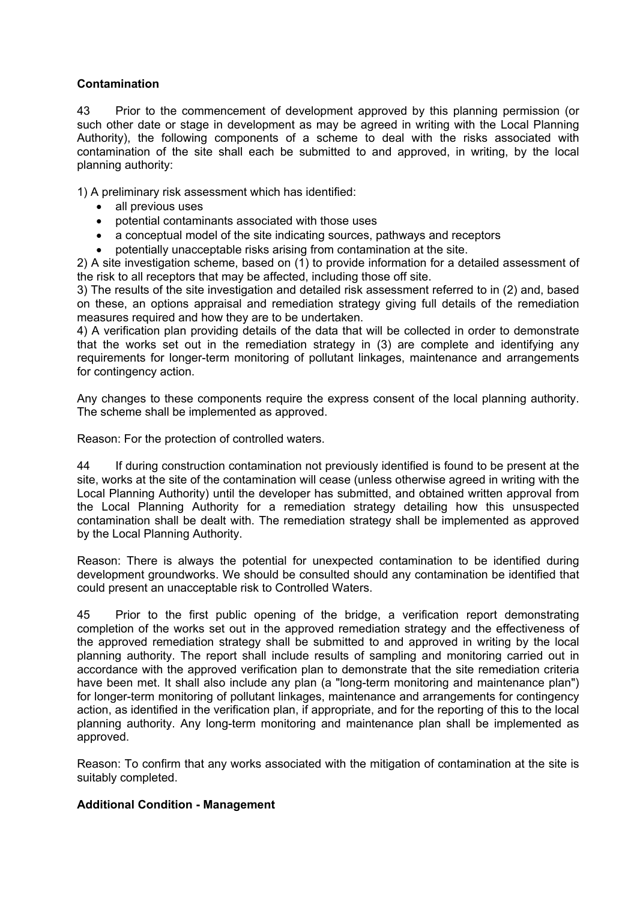**Contamination**

43 Prior to the commencement of development approved by this planning permission (or such other date or stage in development as may be agreed in writing with the Local Planning Authority), the following components of a scheme to deal with the risks associated with contamination of the site shall each be submitted to and approved, in writing, by the local planning authority:

1) A preliminary risk assessment which has identified:

- all previous uses
- potential contaminants associated with those uses
- a conceptual model of the site indicating sources, pathways and receptors
- potentially unacceptable risks arising from contamination at the site.

2) A site investigation scheme, based on (1) to provide information for a detailed assessment of the risk to all receptors that may be affected, including those off site.

3) The results of the site investigation and detailed risk assessment referred to in (2) and, based on these, an options appraisal and remediation strategy giving full details of the remediation measures required and how they are to be undertaken.

4) A verification plan providing details of the data that will be collected in order to demonstrate that the works set out in the remediation strategy in (3) are complete and identifying any requirements for longer-term monitoring of pollutant linkages, maintenance and arrangements for contingency action.

Any changes to these components require the express consent of the local planning authority. The scheme shall be implemented as approved.

Reason: For the protection of controlled waters.

44 If during construction contamination not previously identified is found to be present at the site, works at the site of the contamination will cease (unless otherwise agreed in writing with the Local Planning Authority) until the developer has submitted, and obtained written approval from the Local Planning Authority for a remediation strategy detailing how this unsuspected contamination shall be dealt with. The remediation strategy shall be implemented as approved by the Local Planning Authority.

Reason: There is always the potential for unexpected contamination to be identified during development groundworks. We should be consulted should any contamination be identified that could present an unacceptable risk to Controlled Waters.

45 Prior to the first public opening of the bridge, a verification report demonstrating completion of the works set out in the approved remediation strategy and the effectiveness of the approved remediation strategy shall be submitted to and approved in writing by the local planning authority. The report shall include results of sampling and monitoring carried out in accordance with the approved verification plan to demonstrate that the site remediation criteria have been met. It shall also include any plan (a "long-term monitoring and maintenance plan") for longer-term monitoring of pollutant linkages, maintenance and arrangements for contingency action, as identified in the verification plan, if appropriate, and for the reporting of this to the local planning authority. Any long-term monitoring and maintenance plan shall be implemented as approved.

Reason: To confirm that any works associated with the mitigation of contamination at the site is suitably completed.

**Additional Condition - Management**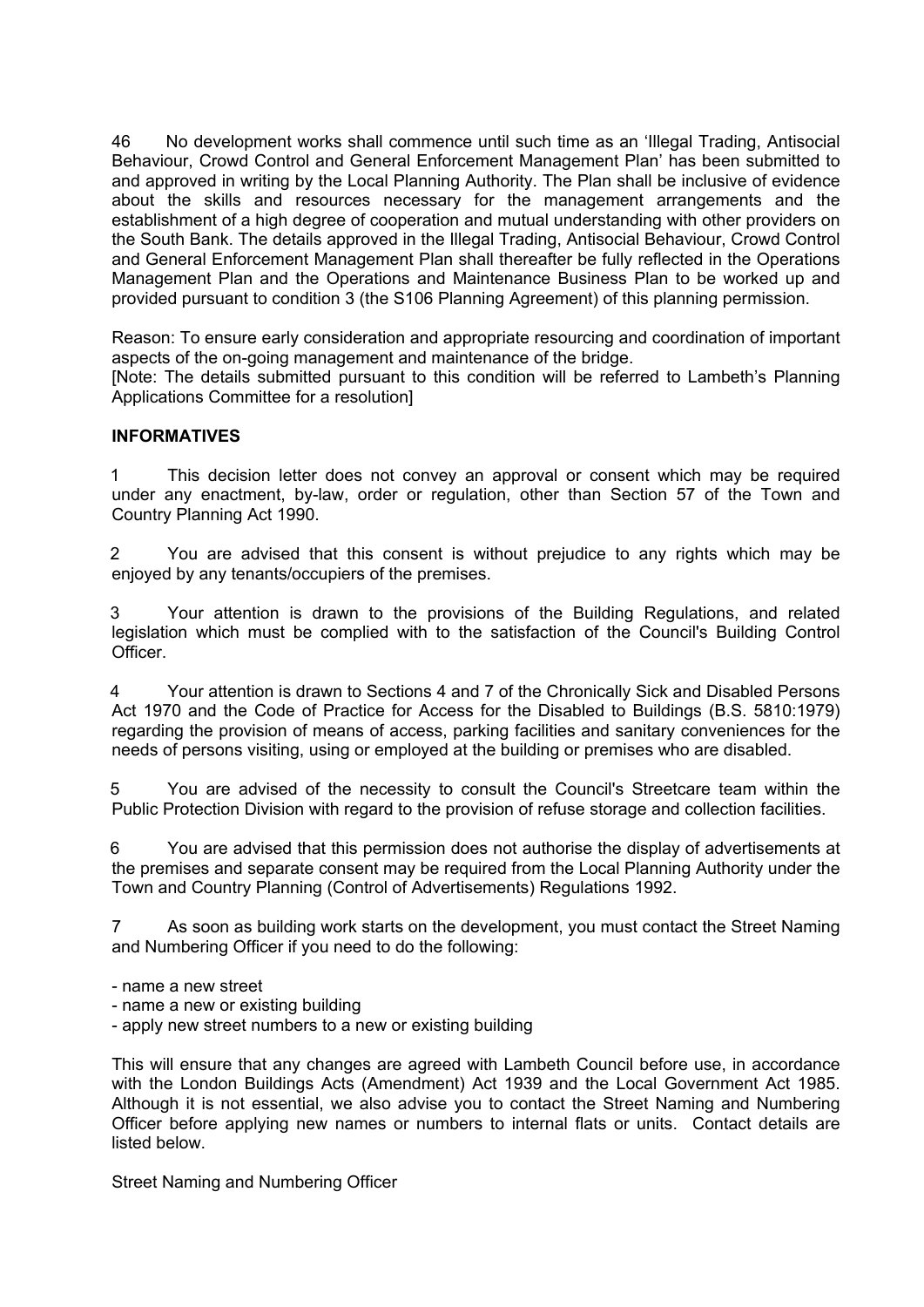46 No development works shall commence until such time as an 'Illegal Trading, Antisocial Behaviour, Crowd Control and General Enforcement Management Plan' has been submitted to and approved in writing by the Local Planning Authority. The Plan shall be inclusive of evidence about the skills and resources necessary for the management arrangements and the establishment of a high degree of cooperation and mutual understanding with other providers on the South Bank. The details approved in the Illegal Trading, Antisocial Behaviour, Crowd Control and General Enforcement Management Plan shall thereafter be fully reflected in the Operations Management Plan and the Operations and Maintenance Business Plan to be worked up and provided pursuant to condition 3 (the S106 Planning Agreement) of this planning permission.

Reason: To ensure early consideration and appropriate resourcing and coordination of important aspects of the on-going management and maintenance of the bridge.
[Note: The details submitted pursuant to this condition will be referred to Lambeth's Planning Applications Committee for a resolution]

**INFORMATIVES**

1 This decision letter does not convey an approval or consent which may be required under any enactment, by-law, order or regulation, other than Section 57 of the Town and Country Planning Act 1990.

2 You are advised that this consent is without prejudice to any rights which may be enjoyed by any tenants/occupiers of the premises.

3 Your attention is drawn to the provisions of the Building Regulations, and related legislation which must be complied with to the satisfaction of the Council's Building Control Officer.

4 Your attention is drawn to Sections 4 and 7 of the Chronically Sick and Disabled Persons Act 1970 and the Code of Practice for Access for the Disabled to Buildings (B.S. 5810:1979) regarding the provision of means of access, parking facilities and sanitary conveniences for the needs of persons visiting, using or employed at the building or premises who are disabled.

5 You are advised of the necessity to consult the Council's Streetcare team within the Public Protection Division with regard to the provision of refuse storage and collection facilities.

6 You are advised that this permission does not authorise the display of advertisements at the premises and separate consent may be required from the Local Planning Authority under the Town and Country Planning (Control of Advertisements) Regulations 1992.

7 As soon as building work starts on the development, you must contact the Street Naming and Numbering Officer if you need to do the following:

- name a new street
- name a new or existing building
- apply new street numbers to a new or existing building

This will ensure that any changes are agreed with Lambeth Council before use, in accordance with the London Buildings Acts (Amendment) Act 1939 and the Local Government Act 1985. Although it is not essential, we also advise you to contact the Street Naming and Numbering Officer before applying new names or numbers to internal flats or units. Contact details are listed below.

Street Naming and Numbering Officer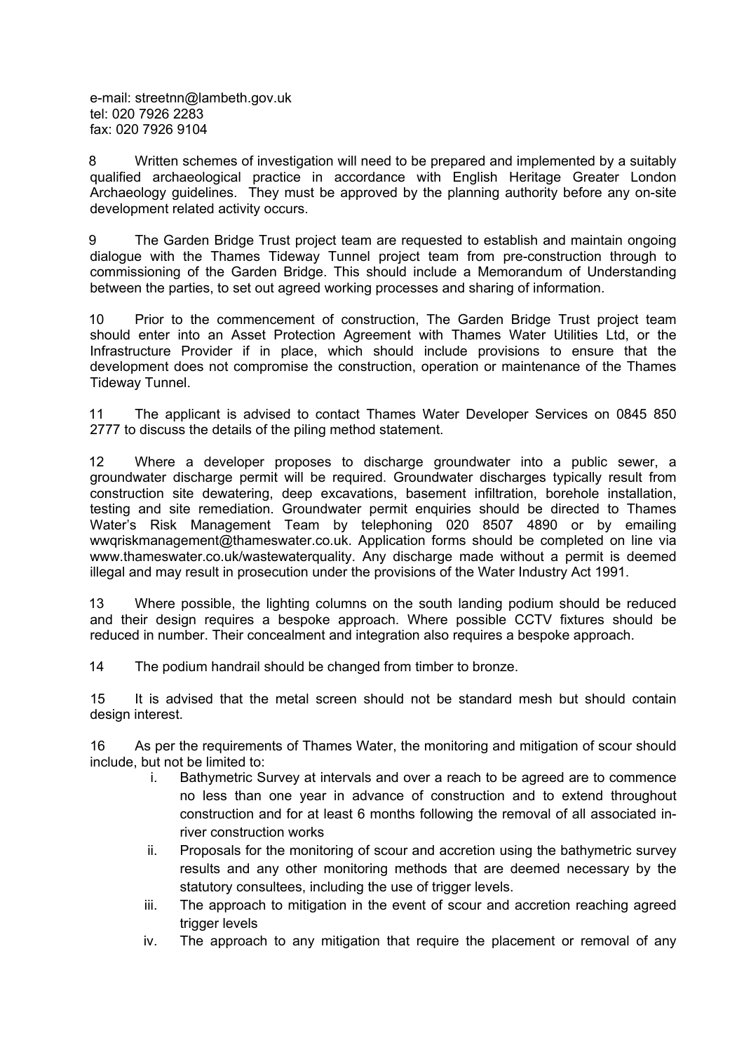e-mail: streetnn@lambeth.gov.uk
tel: 020 7926 2283
fax: 020 7926 9104

8 Written schemes of investigation will need to be prepared and implemented by a suitably qualified archaeological practice in accordance with English Heritage Greater London Archaeology guidelines. They must be approved by the planning authority before any on-site development related activity occurs.

9 The Garden Bridge Trust project team are requested to establish and maintain ongoing dialogue with the Thames Tideway Tunnel project team from pre-construction through to commissioning of the Garden Bridge. This should include a Memorandum of Understanding between the parties, to set out agreed working processes and sharing of information.

10 Prior to the commencement of construction, The Garden Bridge Trust project team should enter into an Asset Protection Agreement with Thames Water Utilities Ltd, or the Infrastructure Provider if in place, which should include provisions to ensure that the development does not compromise the construction, operation or maintenance of the Thames Tideway Tunnel.

11 The applicant is advised to contact Thames Water Developer Services on 0845 850 2777 to discuss the details of the piling method statement.

12 Where a developer proposes to discharge groundwater into a public sewer, a groundwater discharge permit will be required. Groundwater discharges typically result from construction site dewatering, deep excavations, basement infiltration, borehole installation, testing and site remediation. Groundwater permit enquiries should be directed to Thames Water's Risk Management Team by telephoning 020 8507 4890 or by emailing wwqriskmanagement@thameswater.co.uk. Application forms should be completed on line via www.thameswater.co.uk/wastewaterquality. Any discharge made without a permit is deemed illegal and may result in prosecution under the provisions of the Water Industry Act 1991.

13 Where possible, the lighting columns on the south landing podium should be reduced and their design requires a bespoke approach. Where possible CCTV fixtures should be reduced in number. Their concealment and integration also requires a bespoke approach.

14 The podium handrail should be changed from timber to bronze.

15 It is advised that the metal screen should not be standard mesh but should contain design interest.

16 As per the requirements of Thames Water, the monitoring and mitigation of scour should include, but not be limited to:

i. Bathymetric Survey at intervals and over a reach to be agreed are to commence no less than one year in advance of construction and to extend throughout construction and for at least 6 months following the removal of all associated in-river construction works
ii. Proposals for the monitoring of scour and accretion using the bathymetric survey results and any other monitoring methods that are deemed necessary by the statutory consultees, including the use of trigger levels.
iii. The approach to mitigation in the event of scour and accretion reaching agreed trigger levels
iv. The approach to any mitigation that require the placement or removal of any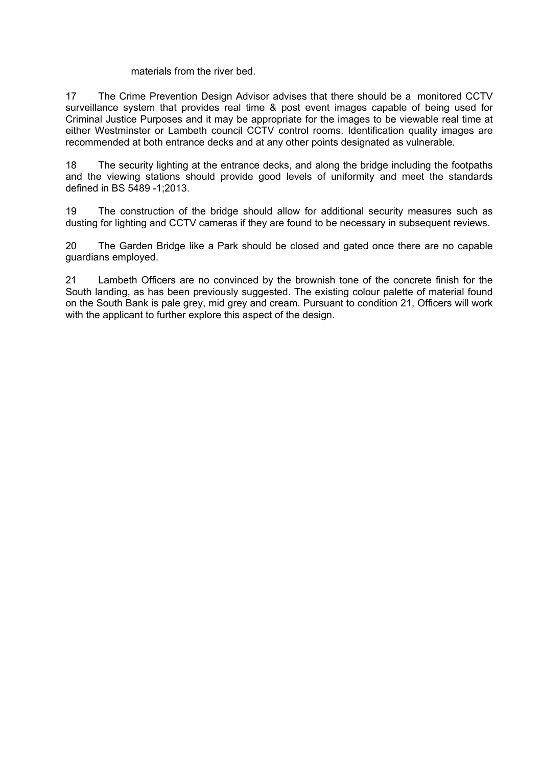materials from the river bed.

17 The Crime Prevention Design Advisor advises that there should be a monitored CCTV surveillance system that provides real time & post event images capable of being used for Criminal Justice Purposes and it may be appropriate for the images to be viewable real time at either Westminster or Lambeth council CCTV control rooms. Identification quality images are recommended at both entrance decks and at any other points designated as vulnerable.

18 The security lighting at the entrance decks, and along the bridge including the footpaths and the viewing stations should provide good levels of uniformity and meet the standards defined in BS 5489 -1;2013.

19 The construction of the bridge should allow for additional security measures such as dusting for lighting and CCTV cameras if they are found to be necessary in subsequent reviews.

20 The Garden Bridge like a Park should be closed and gated once there are no capable guardians employed.

21 Lambeth Officers are no convinced by the brownish tone of the concrete finish for the South landing, as has been previously suggested. The existing colour palette of material found on the South Bank is pale grey, mid grey and cream. Pursuant to condition 21, Officers will work with the applicant to further explore this aspect of the design.